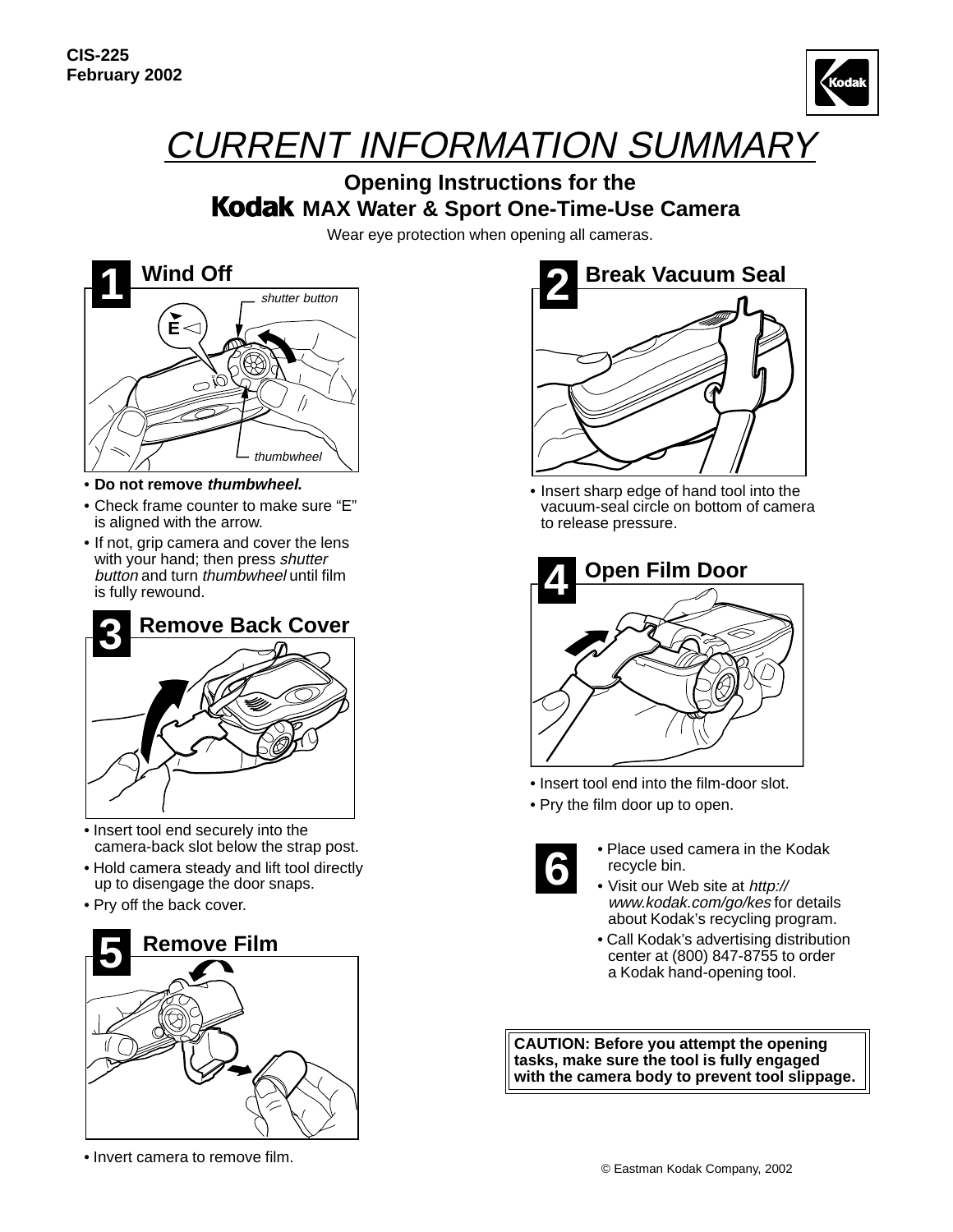CIS-225
February 2002

# CURRENT INFORMATION SUMMARY

## Opening Instructions for the Kodak MAX Water & Sport One-Time-Use Camera

Wear eye protection when opening all cameras.

### 1 Wind Off

shutter button

thumbwheel

- **Do not remove *thumbwheel*.**
- Check frame counter to make sure "E" is aligned with the arrow.
- If not, grip camera and cover the lens with your hand; then press *shutter button* and turn *thumbwheel* until film is fully rewound.

### 2 Break Vacuum Seal

- Insert sharp edge of hand tool into the vacuum-seal circle on bottom of camera to release pressure.

### 3 Remove Back Cover

- Insert tool end securely into the camera-back slot below the strap post.
- Hold camera steady and lift tool directly up to disengage the door snaps.
- Pry off the back cover.

### 4 Open Film Door

- Insert tool end into the film-door slot.
- Pry the film door up to open.

### 5 Remove Film

- Invert camera to remove film.

### 6

- Place used camera in the Kodak recycle bin.
- Visit our Web site at *http://www.kodak.com/go/kes* for details about Kodak's recycling program.
- Call Kodak's advertising distribution center at (800) 847-8755 to order a Kodak hand-opening tool.

**CAUTION: Before you attempt the opening tasks, make sure the tool is fully engaged with the camera body to prevent tool slippage.**

© Eastman Kodak Company, 2002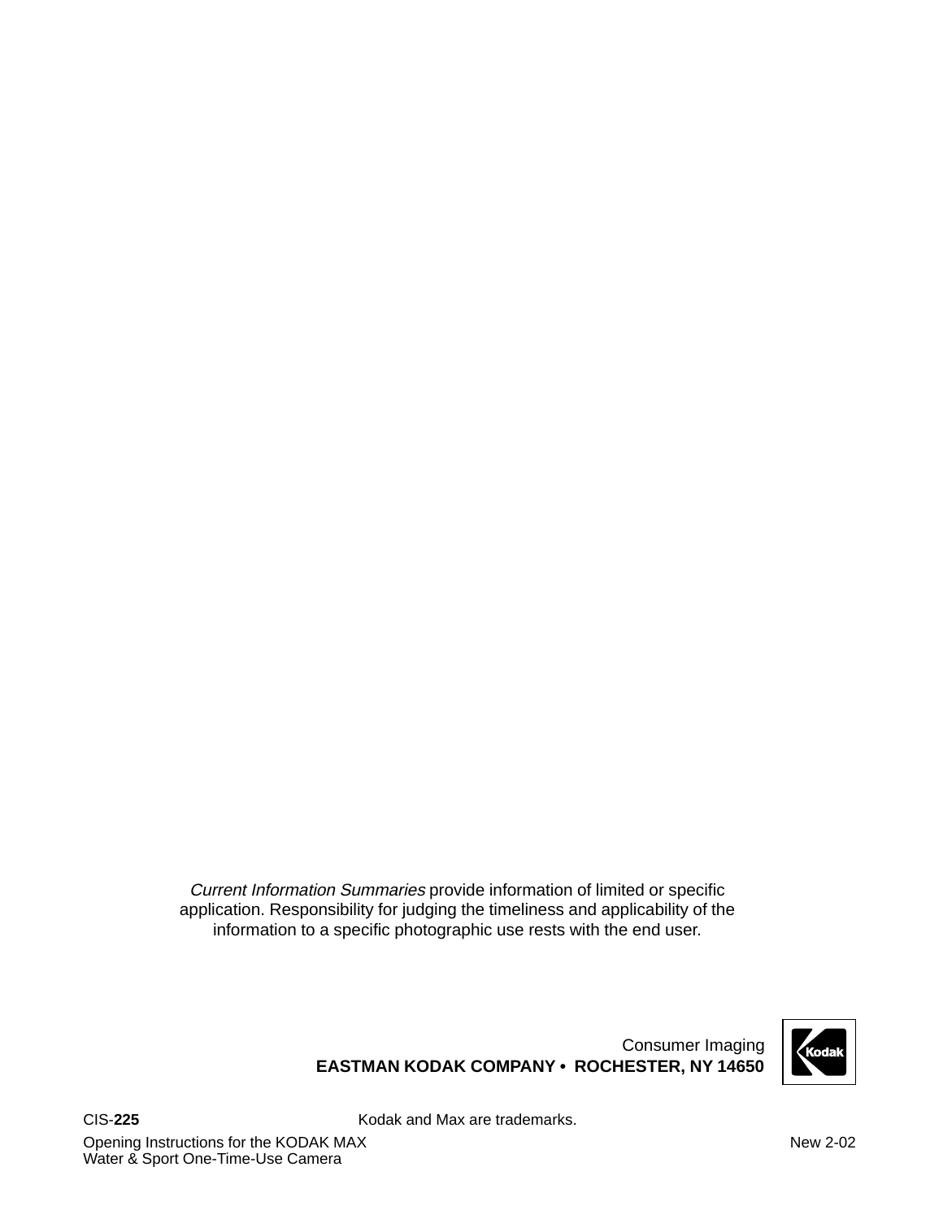*Current Information Summaries* provide information of limited or specific application. Responsibility for judging the timeliness and applicability of the information to a specific photographic use rests with the end user.

Consumer Imaging
**EASTMAN KODAK COMPANY • ROCHESTER, NY 14650**

CIS-**225**

Kodak and Max are trademarks.

Opening Instructions for the KODAK MAX Water & Sport One-Time-Use Camera

New 2-02